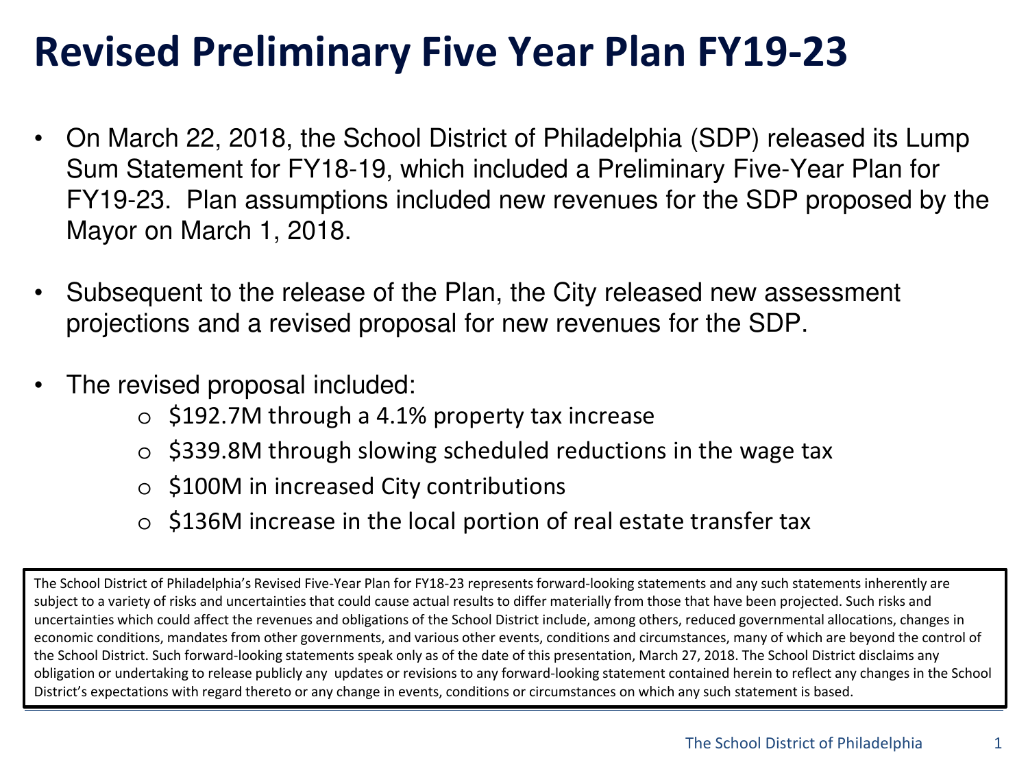# Revised Preliminary Five Year Plan FY19-23

- On March 22, 2018, the School District of Philadelphia (SDP) released its Lump Sum Statement for FY18-19, which included a Preliminary Five-Year Plan for FY19-23. Plan assumptions included new revenues for the SDP proposed by the Mayor on March 1, 2018.

- Subsequent to the release of the Plan, the City released new assessment projections and a revised proposal for new revenues for the SDP.

- The revised proposal included:
  - $192.7M through a 4.1% property tax increase
  - $339.8M through slowing scheduled reductions in the wage tax
  - $100M in increased City contributions
  - $136M increase in the local portion of real estate transfer tax

The School District of Philadelphia's Revised Five-Year Plan for FY18-23 represents forward-looking statements and any such statements inherently are subject to a variety of risks and uncertainties that could cause actual results to differ materially from those that have been projected. Such risks and uncertainties which could affect the revenues and obligations of the School District include, among others, reduced governmental allocations, changes in economic conditions, mandates from other governments, and various other events, conditions and circumstances, many of which are beyond the control of the School District. Such forward-looking statements speak only as of the date of this presentation, March 27, 2018. The School District disclaims any obligation or undertaking to release publicly any updates or revisions to any forward-looking statement contained herein to reflect any changes in the School District's expectations with regard thereto or any change in events, conditions or circumstances on which any such statement is based.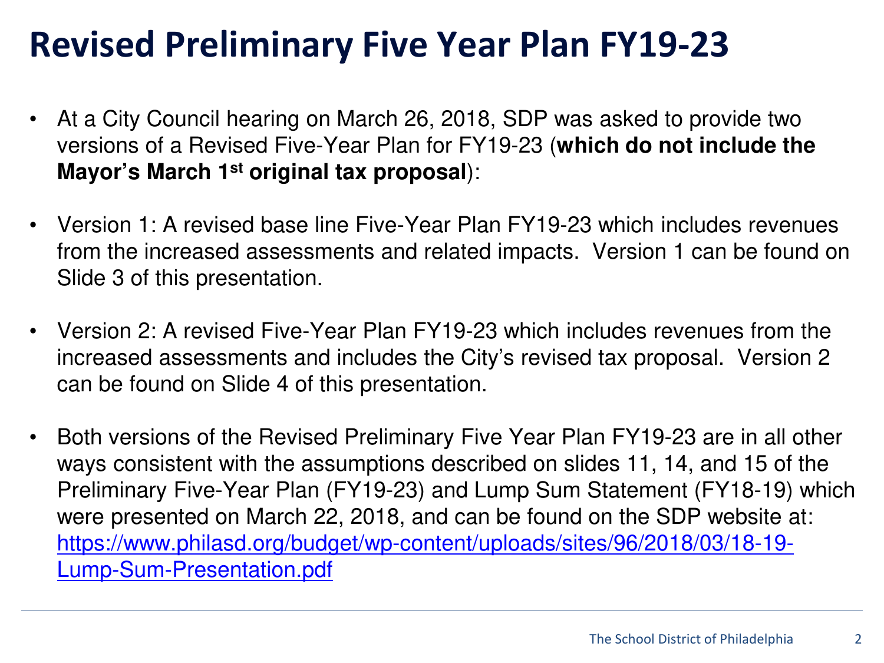# Revised Preliminary Five Year Plan FY19-23

- At a City Council hearing on March 26, 2018, SDP was asked to provide two versions of a Revised Five-Year Plan for FY19-23 (**which do not include the Mayor's March 1st original tax proposal**):
- Version 1: A revised base line Five-Year Plan FY19-23 which includes revenues from the increased assessments and related impacts. Version 1 can be found on Slide 3 of this presentation.
- Version 2: A revised Five-Year Plan FY19-23 which includes revenues from the increased assessments and includes the City's revised tax proposal. Version 2 can be found on Slide 4 of this presentation.
- Both versions of the Revised Preliminary Five Year Plan FY19-23 are in all other ways consistent with the assumptions described on slides 11, 14, and 15 of the Preliminary Five-Year Plan (FY19-23) and Lump Sum Statement (FY18-19) which were presented on March 22, 2018, and can be found on the SDP website at: [https://www.philasd.org/budget/wp-content/uploads/sites/96/2018/03/18-19-Lump-Sum-Presentation.pdf](https://www.philasd.org/budget/wp-content/uploads/sites/96/2018/03/18-19-Lump-Sum-Presentation.pdf)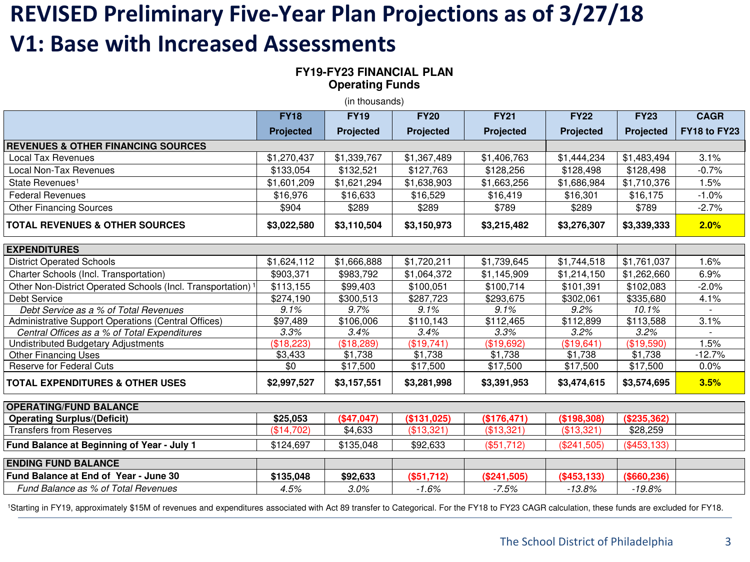# REVISED Preliminary Five-Year Plan Projections as of 3/27/18

# V1: Base with Increased Assessments

**FY19-FY23 FINANCIAL PLAN**
**Operating Funds**

(in thousands)

| | FY18 Projected | FY19 Projected | FY20 Projected | FY21 Projected | FY22 Projected | FY23 Projected | CAGR FY18 to FY23 |
|---|---|---|---|---|---|---|---|
| **REVENUES & OTHER FINANCING SOURCES** | | | | | | | |
| Local Tax Revenues | $1,270,437 | $1,339,767 | $1,367,489 | $1,406,763 | $1,444,234 | $1,483,494 | 3.1% |
| Local Non-Tax Revenues | $133,054 | $132,521 | $127,763 | $128,256 | $128,498 | $128,498 | -0.7% |
| State Revenues[1] | $1,601,209 | $1,621,294 | $1,638,903 | $1,663,256 | $1,686,984 | $1,710,376 | 1.5% |
| Federal Revenues | $16,976 | $16,633 | $16,529 | $16,419 | $16,301 | $16,175 | -1.0% |
| Other Financing Sources | $904 | $289 | $289 | $789 | $289 | $789 | -2.7% |
| **TOTAL REVENUES & OTHER SOURCES** | **$3,022,580** | **$3,110,504** | **$3,150,973** | **$3,215,482** | **$3,276,307** | **$3,339,333** | **2.0%** |
| **EXPENDITURES** | | | | | | | |
| District Operated Schools | $1,624,112 | $1,666,888 | $1,720,211 | $1,739,645 | $1,744,518 | $1,761,037 | 1.6% |
| Charter Schools (Incl. Transportation) | $903,371 | $983,792 | $1,064,372 | $1,145,909 | $1,214,150 | $1,262,660 | 6.9% |
| Other Non-District Operated Schools (Incl. Transportation)[1] | $113,155 | $99,403 | $100,051 | $100,714 | $101,391 | $102,083 | -2.0% |
| Debt Service | $274,190 | $300,513 | $287,723 | $293,675 | $302,061 | $335,680 | 4.1% |
| *Debt Service as a % of Total Revenues* | *9.1%* | *9.7%* | *9.1%* | *9.1%* | *9.2%* | *10.1%* | - |
| Administrative Support Operations (Central Offices) | $97,489 | $106,006 | $110,143 | $112,465 | $112,899 | $113,588 | 3.1% |
| *Central Offices as a % of Total Expenditures* | *3.3%* | *3.4%* | *3.4%* | *3.3%* | *3.2%* | *3.2%* | - |
| Undistributed Budgetary Adjustments | ($18,223) | ($18,289) | ($19,741) | ($19,692) | ($19,641) | ($19,590) | 1.5% |
| Other Financing Uses | $3,433 | $1,738 | $1,738 | $1,738 | $1,738 | $1,738 | -12.7% |
| Reserve for Federal Cuts | $0 | $17,500 | $17,500 | $17,500 | $17,500 | $17,500 | 0.0% |
| **TOTAL EXPENDITURES & OTHER USES** | **$2,997,527** | **$3,157,551** | **$3,281,998** | **$3,391,953** | **$3,474,615** | **$3,574,695** | **3.5%** |
| **OPERATING/FUND BALANCE** | | | | | | | |
| **Operating Surplus/(Deficit)** | **$25,053** | **($47,047)** | **($131,025)** | **($176,471)** | **($198,308)** | **($235,362)** | |
| Transfers from Reserves | ($14,702) | $4,633 | ($13,321) | ($13,321) | ($13,321) | $28,259 | |
| **Fund Balance at Beginning of Year - July 1** | $124,697 | $135,048 | $92,633 | ($51,712) | ($241,505) | ($453,133) | |
| **ENDING FUND BALANCE** | | | | | | | |
| **Fund Balance at End of Year - June 30** | **$135,048** | **$92,633** | **($51,712)** | **($241,505)** | **($453,133)** | **($660,236)** | |
| *Fund Balance as % of Total Revenues* | *4.5%* | *3.0%* | *-1.6%* | *-7.5%* | *-13.8%* | *-19.8%* | |

[1]Starting in FY19, approximately $15M of revenues and expenditures associated with Act 89 transfer to Categorical. For the FY18 to FY23 CAGR calculation, these funds are excluded for FY18.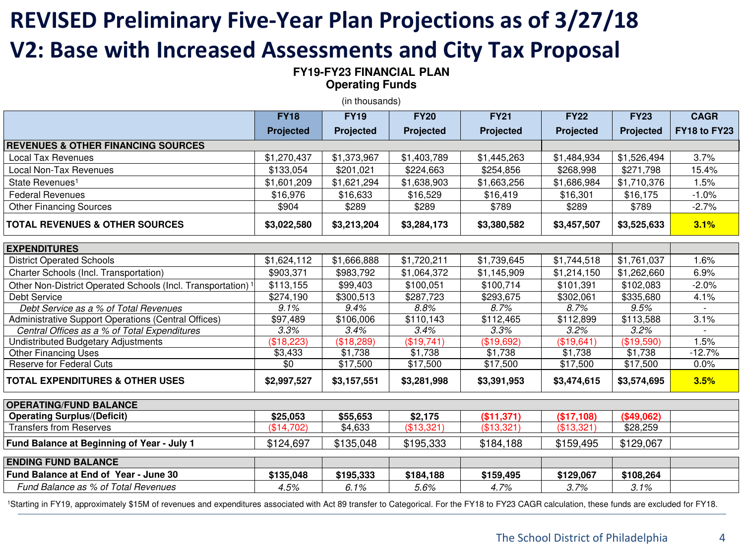# REVISED Preliminary Five-Year Plan Projections as of 3/27/18

# V2: Base with Increased Assessments and City Tax Proposal

**FY19-FY23 FINANCIAL PLAN**
**Operating Funds**

(in thousands)

| | FY18 Projected | FY19 Projected | FY20 Projected | FY21 Projected | FY22 Projected | FY23 Projected | CAGR FY18 to FY23 |
|---|---|---|---|---|---|---|---|
| **REVENUES & OTHER FINANCING SOURCES** | | | | | | | |
| Local Tax Revenues | $1,270,437 | $1,373,967 | $1,403,789 | $1,445,263 | $1,484,934 | $1,526,494 | 3.7% |
| Local Non-Tax Revenues | $133,054 | $201,021 | $224,663 | $254,856 | $268,998 | $271,798 | 15.4% |
| State Revenues[1] | $1,601,209 | $1,621,294 | $1,638,903 | $1,663,256 | $1,686,984 | $1,710,376 | 1.5% |
| Federal Revenues | $16,976 | $16,633 | $16,529 | $16,419 | $16,301 | $16,175 | -1.0% |
| Other Financing Sources | $904 | $289 | $289 | $789 | $289 | $789 | -2.7% |
| **TOTAL REVENUES & OTHER SOURCES** | **$3,022,580** | **$3,213,204** | **$3,284,173** | **$3,380,582** | **$3,457,507** | **$3,525,633** | **3.1%** |
| **EXPENDITURES** | | | | | | | |
| District Operated Schools | $1,624,112 | $1,666,888 | $1,720,211 | $1,739,645 | $1,744,518 | $1,761,037 | 1.6% |
| Charter Schools (Incl. Transportation) | $903,371 | $983,792 | $1,064,372 | $1,145,909 | $1,214,150 | $1,262,660 | 6.9% |
| Other Non-District Operated Schools (Incl. Transportation)[1] | $113,155 | $99,403 | $100,051 | $100,714 | $101,391 | $102,083 | -2.0% |
| Debt Service | $274,190 | $300,513 | $287,723 | $293,675 | $302,061 | $335,680 | 4.1% |
| *Debt Service as a % of Total Revenues* | *9.1%* | *9.4%* | *8.8%* | *8.7%* | *8.7%* | *9.5%* | - |
| Administrative Support Operations (Central Offices) | $97,489 | $106,006 | $110,143 | $112,465 | $112,899 | $113,588 | 3.1% |
| *Central Offices as a % of Total Expenditures* | *3.3%* | *3.4%* | *3.4%* | *3.3%* | *3.2%* | *3.2%* | - |
| Undistributed Budgetary Adjustments | ($18,223) | ($18,289) | ($19,741) | ($19,692) | ($19,641) | ($19,590) | 1.5% |
| Other Financing Uses | $3,433 | $1,738 | $1,738 | $1,738 | $1,738 | $1,738 | -12.7% |
| Reserve for Federal Cuts | $0 | $17,500 | $17,500 | $17,500 | $17,500 | $17,500 | 0.0% |
| **TOTAL EXPENDITURES & OTHER USES** | **$2,997,527** | **$3,157,551** | **$3,281,998** | **$3,391,953** | **$3,474,615** | **$3,574,695** | **3.5%** |
| **OPERATING/FUND BALANCE** | | | | | | | |
| **Operating Surplus/(Deficit)** | **$25,053** | **$55,653** | **$2,175** | **($11,371)** | **($17,108)** | **($49,062)** | |
| Transfers from Reserves | ($14,702) | $4,633 | ($13,321) | ($13,321) | ($13,321) | $28,259 | |
| **Fund Balance at Beginning of Year - July 1** | $124,697 | $135,048 | $195,333 | $184,188 | $159,495 | $129,067 | |
| **ENDING FUND BALANCE** | | | | | | | |
| **Fund Balance at End of Year - June 30** | **$135,048** | **$195,333** | **$184,188** | **$159,495** | **$129,067** | **$108,264** | |
| *Fund Balance as % of Total Revenues* | *4.5%* | *6.1%* | *5.6%* | *4.7%* | *3.7%* | *3.1%* | |

[1]Starting in FY19, approximately $15M of revenues and expenditures associated with Act 89 transfer to Categorical. For the FY18 to FY23 CAGR calculation, these funds are excluded for FY18.